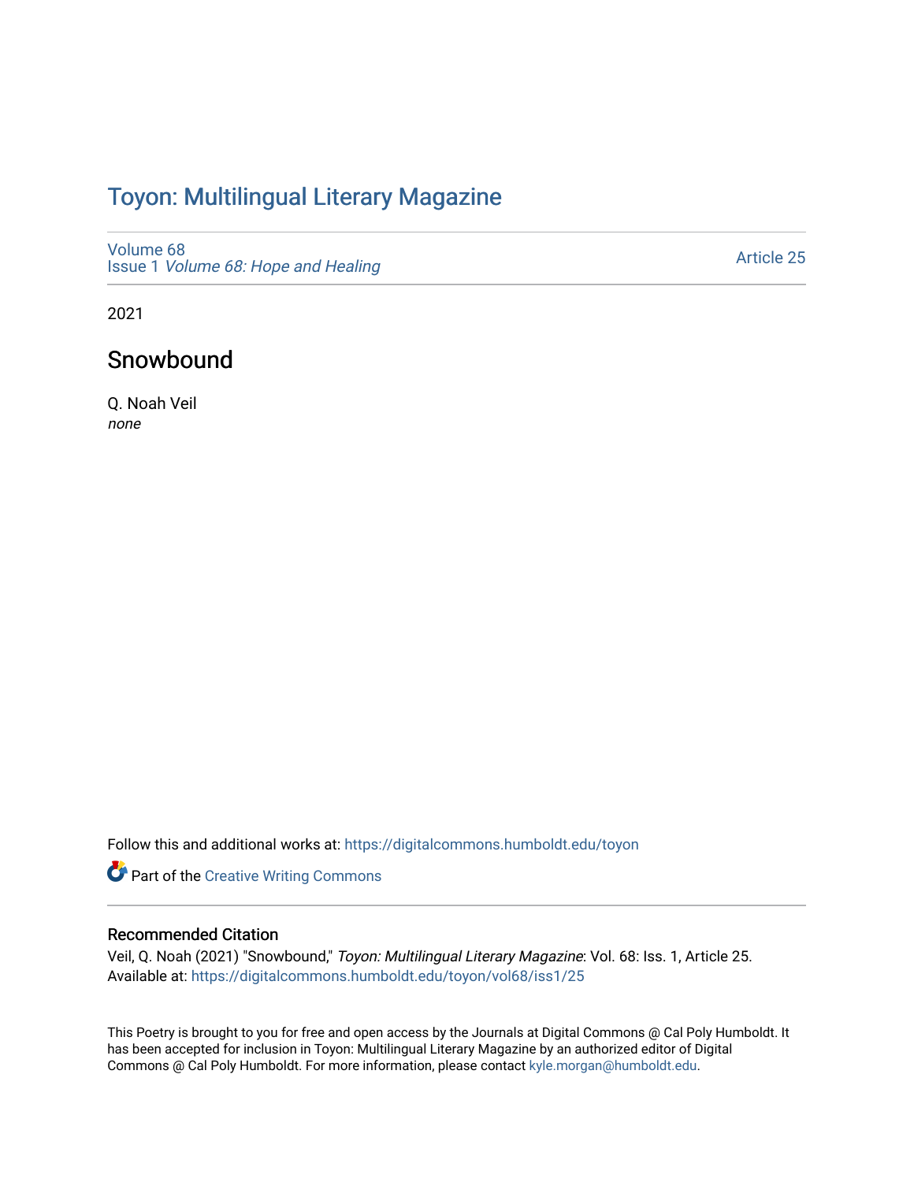# Toyon: Multilingual Literary Magazine

Volume 68
Issue 1 *Volume 68: Hope and Healing*

Article 25

2021

## Snowbound

Q. Noah Veil
*none*

Follow this and additional works at: https://digitalcommons.humboldt.edu/toyon

Part of the Creative Writing Commons

### Recommended Citation

Veil, Q. Noah (2021) "Snowbound," *Toyon: Multilingual Literary Magazine*: Vol. 68: Iss. 1, Article 25.
Available at: https://digitalcommons.humboldt.edu/toyon/vol68/iss1/25

This Poetry is brought to you for free and open access by the Journals at Digital Commons @ Cal Poly Humboldt. It has been accepted for inclusion in Toyon: Multilingual Literary Magazine by an authorized editor of Digital Commons @ Cal Poly Humboldt. For more information, please contact kyle.morgan@humboldt.edu.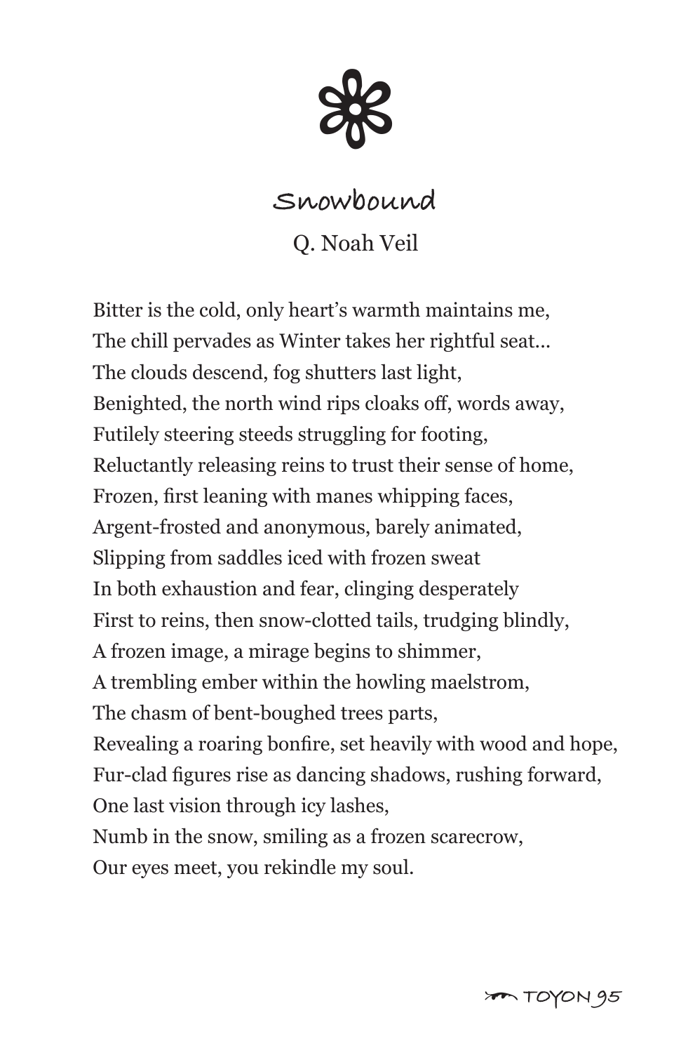# Snowbound

Q. Noah Veil

Bitter is the cold, only heart's warmth maintains me,
The chill pervades as Winter takes her rightful seat...
The clouds descend, fog shutters last light,
Benighted, the north wind rips cloaks off, words away,
Futilely steering steeds struggling for footing,
Reluctantly releasing reins to trust their sense of home,
Frozen, first leaning with manes whipping faces,
Argent-frosted and anonymous, barely animated,
Slipping from saddles iced with frozen sweat
In both exhaustion and fear, clinging desperately
First to reins, then snow-clotted tails, trudging blindly,
A frozen image, a mirage begins to shimmer,
A trembling ember within the howling maelstrom,
The chasm of bent-boughed trees parts,
Revealing a roaring bonfire, set heavily with wood and hope,
Fur-clad figures rise as dancing shadows, rushing forward,
One last vision through icy lashes,
Numb in the snow, smiling as a frozen scarecrow,
Our eyes meet, you rekindle my soul.